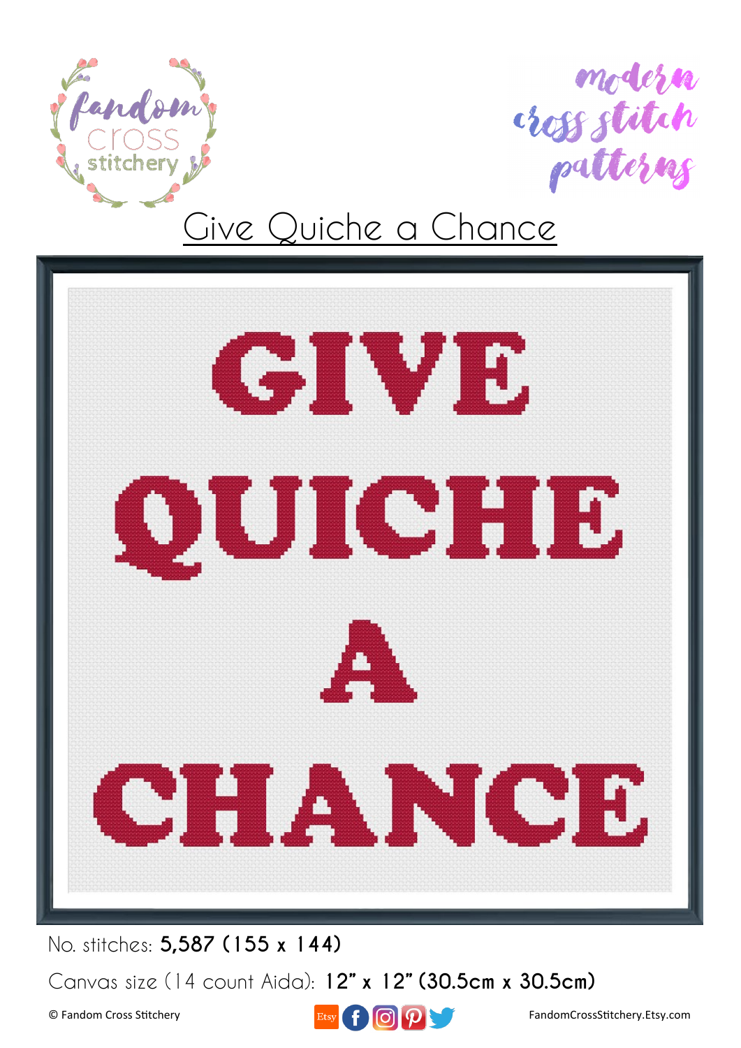fandom cross stitchery

modern cross stitch patterns

# Give Quiche a Chance

GIVE QUICHE A CHANCE

No. stitches: **5,587 (155 x 144)**

Canvas size (14 count Aida): **12" x 12" (30.5cm x 30.5cm)**

© Fandom Cross Stitchery

FandomCrossStitchery.Etsy.com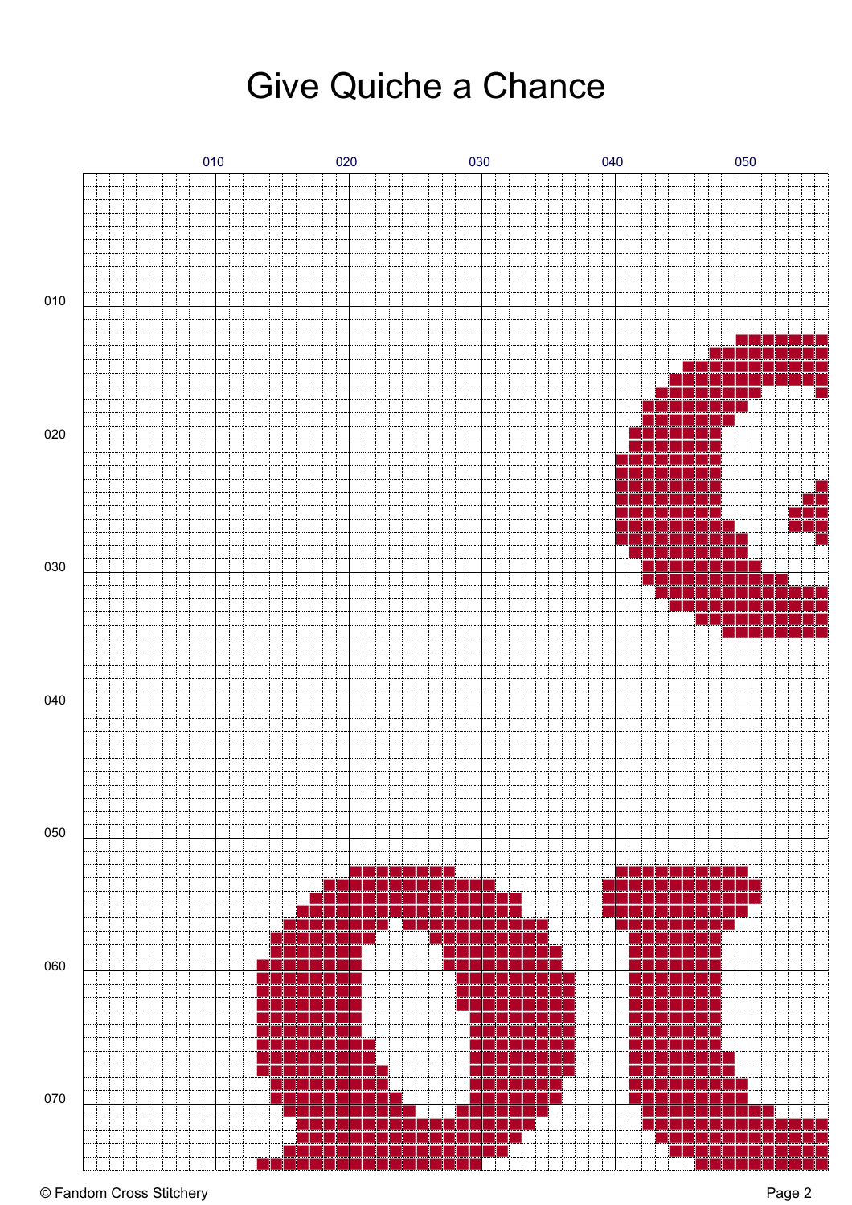# Give Quiche a Chance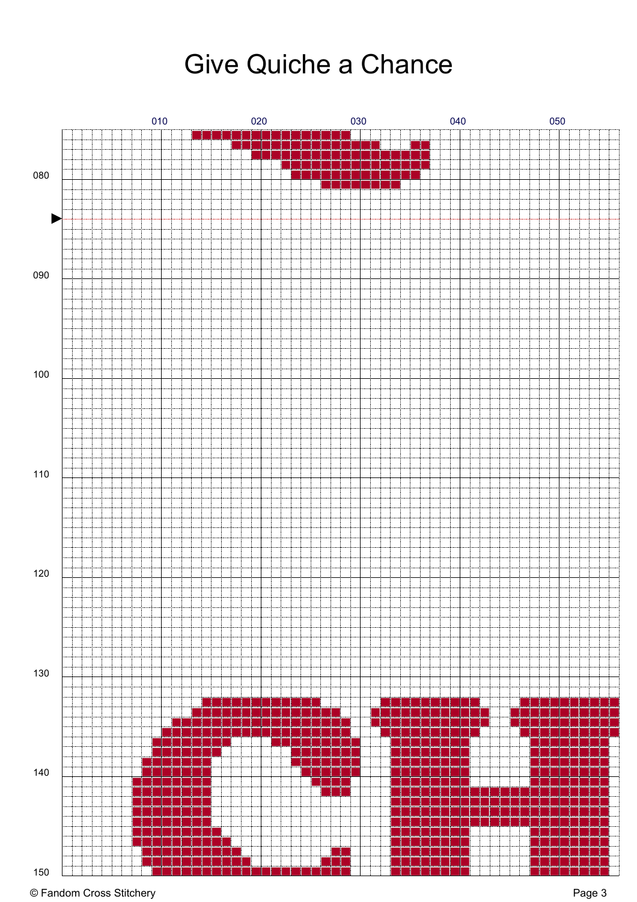# Give Quiche a Chance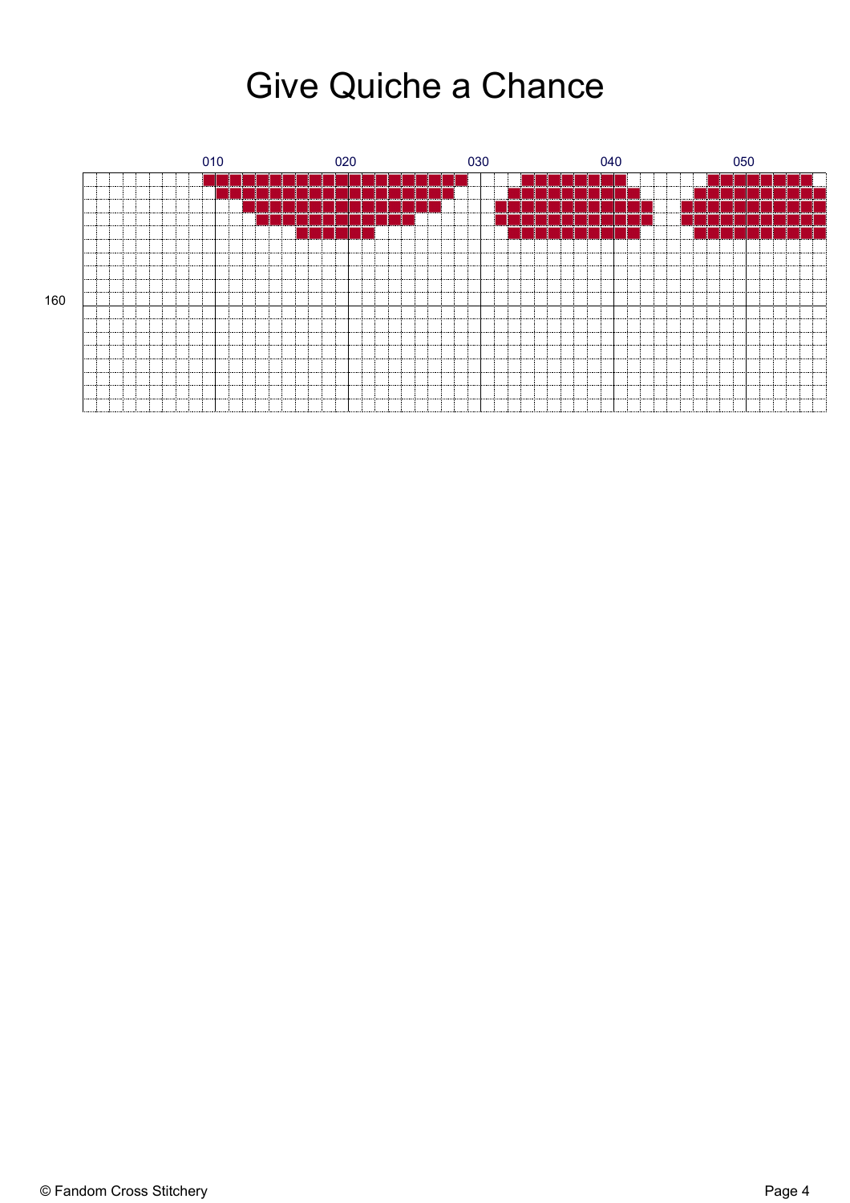# Give Quiche a Chance

010 020 030 040 050

160

© Fandom Cross Stitchery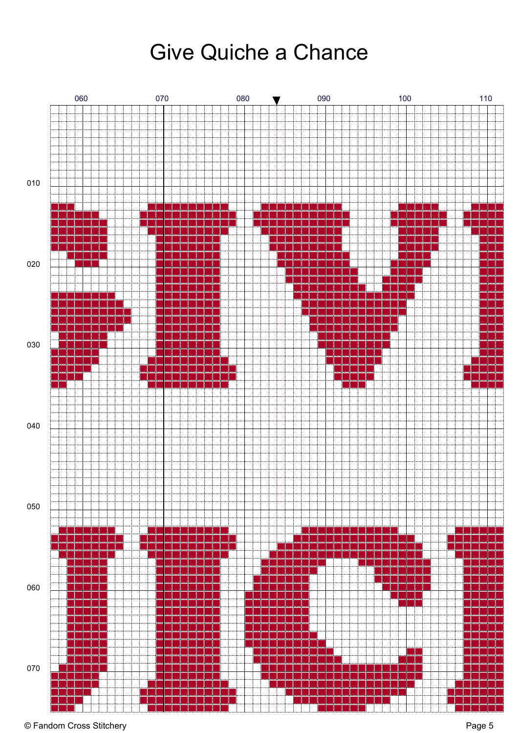# Give Quiche a Chance

060 070 080 090 100 110

010

020

030

040

050

060

070

© Fandom Cross Stitchery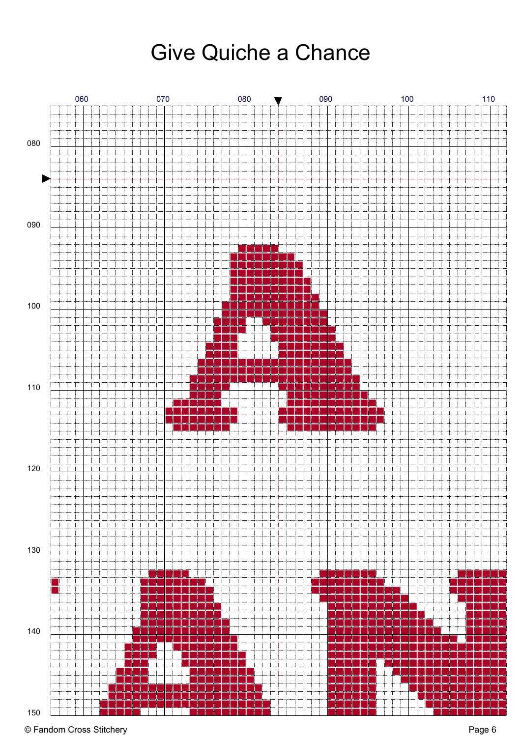# Give Quiche a Chance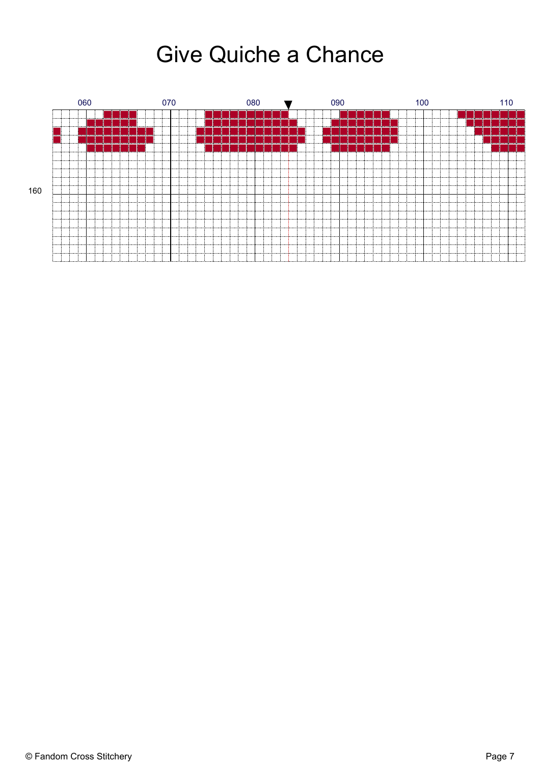# Give Quiche a Chance

060 070 080 090 100 110

160

© Fandom Cross Stitchery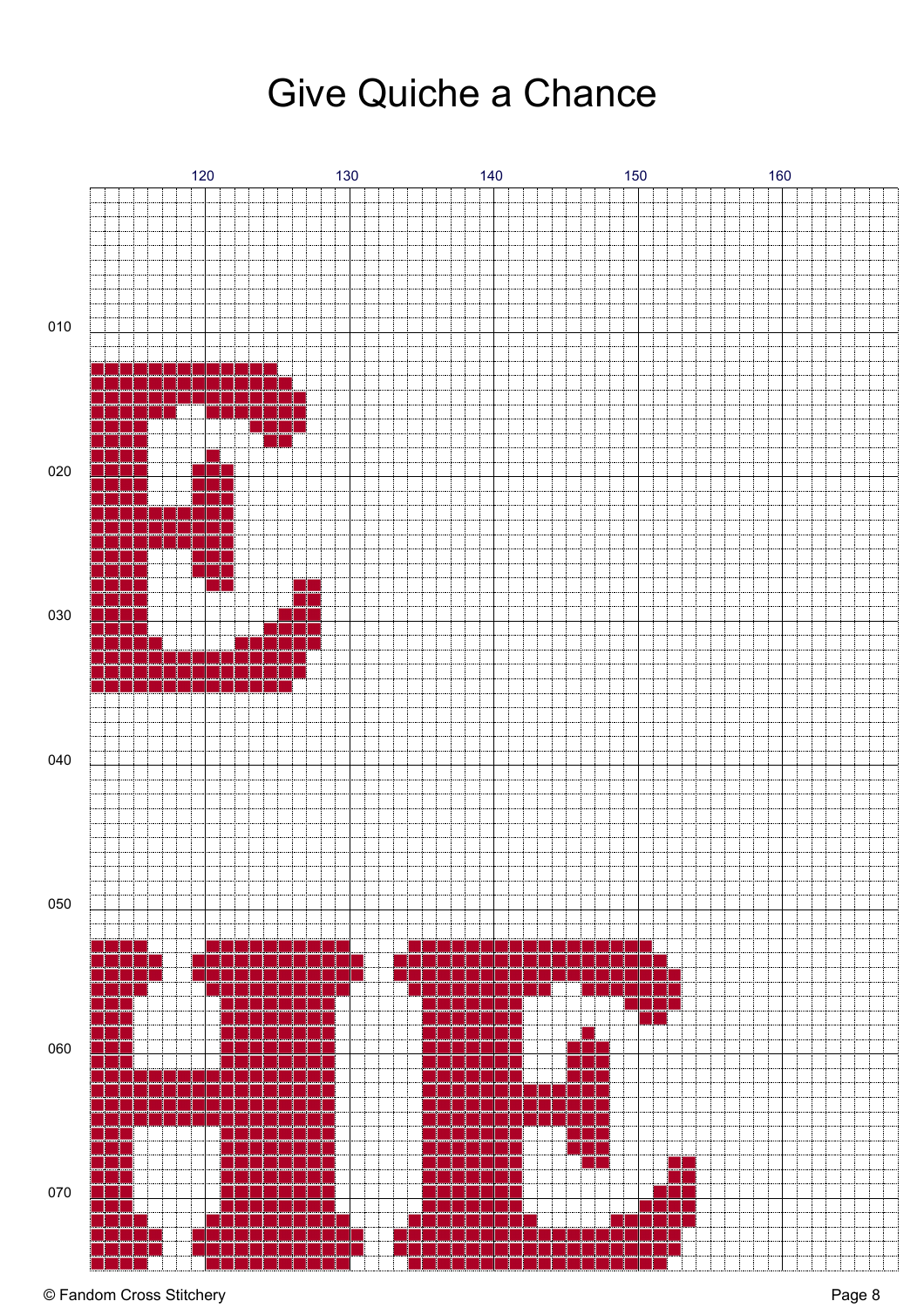# Give Quiche a Chance

120 130 140 150 160

010

020

030

040

050

060

070

© Fandom Cross Stitchery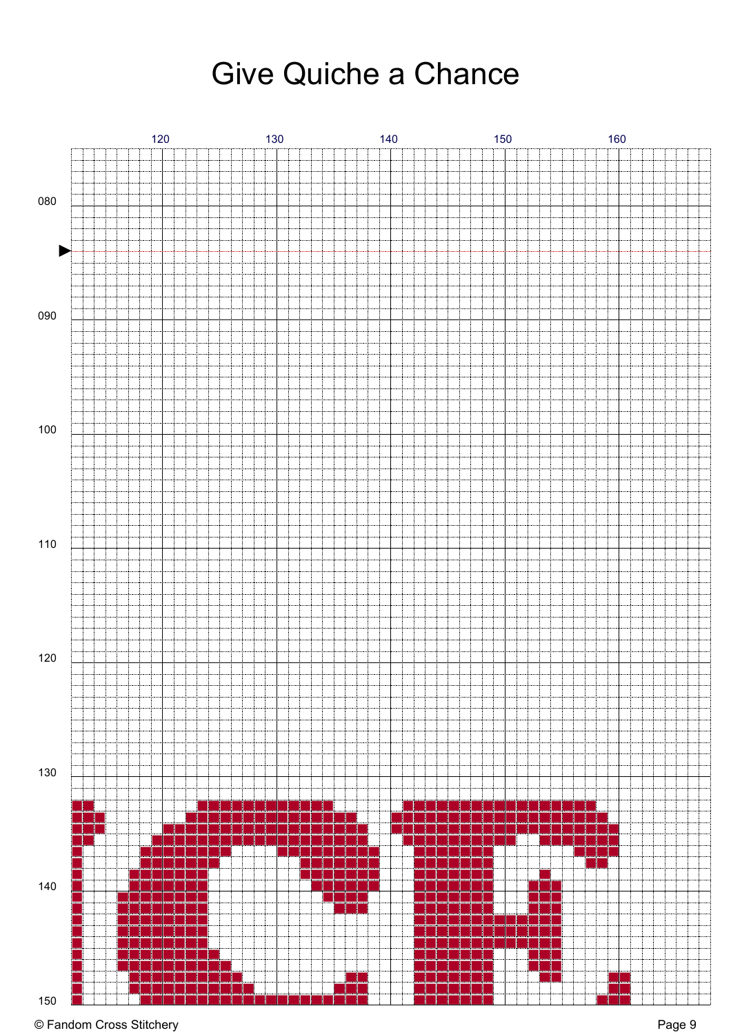# Give Quiche a Chance

120 130 140 150 160

080

090

100

110

120

130

140

150

© Fandom Cross Stitchery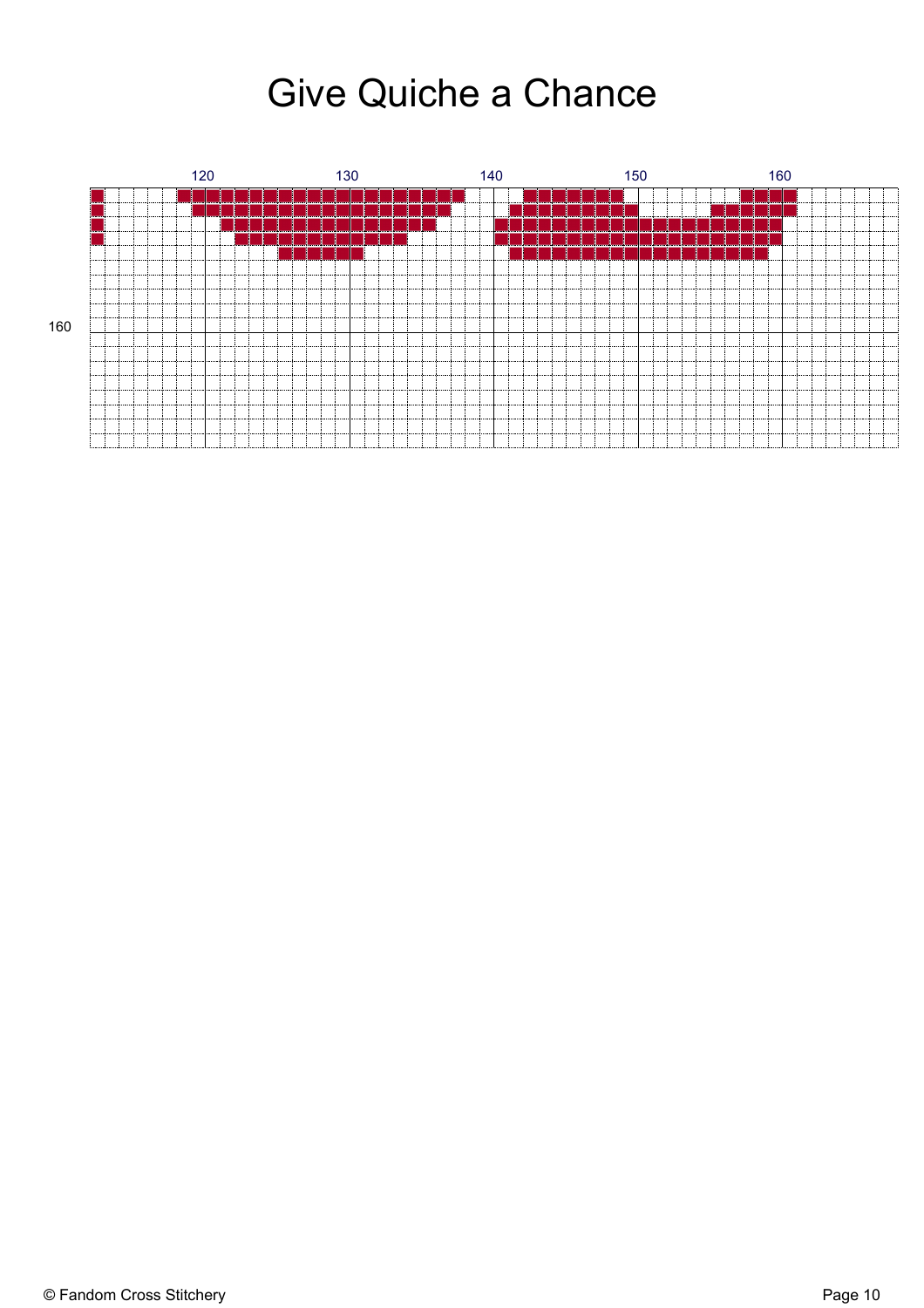# Give Quiche a Chance

120 130 140 150 160

160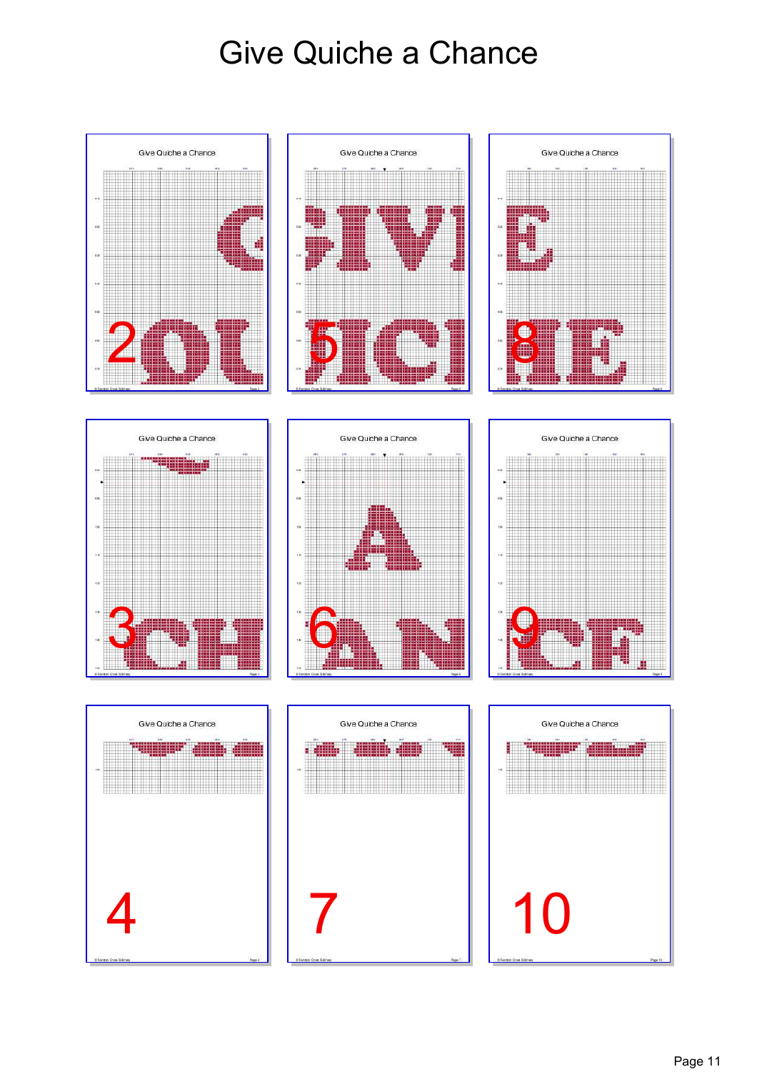# Give Quiche a Chance

2

5

8

3

6

9

4

7

10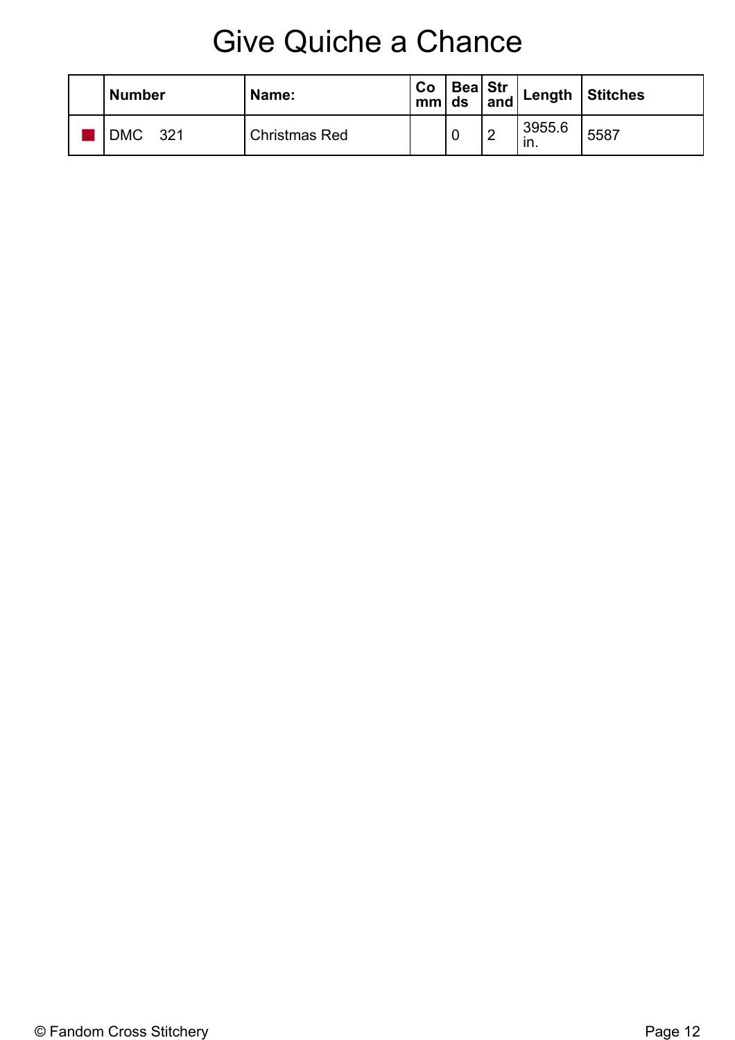# Give Quiche a Chance

| | Number | Name: | Comm | Beads | Strand | Length | Stitches |
|---|---|---|---|---|---|---|---|
| ■ | DMC 321 | Christmas Red | | 0 | 2 | 3955.6 in. | 5587 |

© Fandom Cross Stitchery